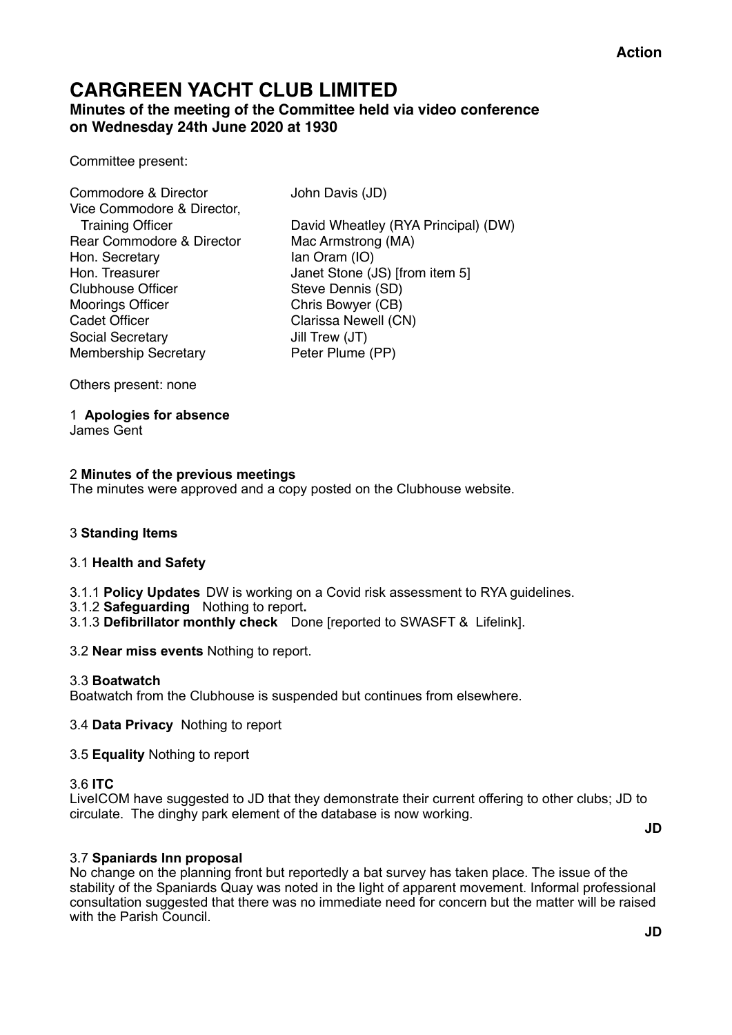**Action**

# CARGREEN YACHT CLUB LIMITED

**Minutes of the meeting of the Committee held via video conference on Wednesday 24th June 2020 at 1930**

Committee present:

| | |
|---|---|
| Commodore & Director | John Davis (JD) |
| Vice Commodore & Director, Training Officer | David Wheatley (RYA Principal) (DW) |
| Rear Commodore & Director | Mac Armstrong (MA) |
| Hon. Secretary | Ian Oram (IO) |
| Hon. Treasurer | Janet Stone (JS) [from item 5] |
| Clubhouse Officer | Steve Dennis (SD) |
| Moorings Officer | Chris Bowyer (CB) |
| Cadet Officer | Clarissa Newell (CN) |
| Social Secretary | Jill Trew (JT) |
| Membership Secretary | Peter Plume (PP) |

Others present: none

1 **Apologies for absence**
James Gent

2 **Minutes of the previous meetings**
The minutes were approved and a copy posted on the Clubhouse website.

3 **Standing Items**

3.1 **Health and Safety**

3.1.1 **Policy Updates** DW is working on a Covid risk assessment to RYA guidelines.
3.1.2 **Safeguarding** Nothing to report**.**
3.1.3 **Defibrillator monthly check** Done [reported to SWASFT & Lifelink].

3.2 **Near miss events** Nothing to report.

3.3 **Boatwatch**
Boatwatch from the Clubhouse is suspended but continues from elsewhere.

3.4 **Data Privacy** Nothing to report

3.5 **Equality** Nothing to report

3.6 **ITC**
LiveICOM have suggested to JD that they demonstrate their current offering to other clubs; JD to circulate. The dinghy park element of the database is now working.

**JD**

3.7 **Spaniards Inn proposal**
No change on the planning front but reportedly a bat survey has taken place. The issue of the stability of the Spaniards Quay was noted in the light of apparent movement. Informal professional consultation suggested that there was no immediate need for concern but the matter will be raised with the Parish Council.

**JD**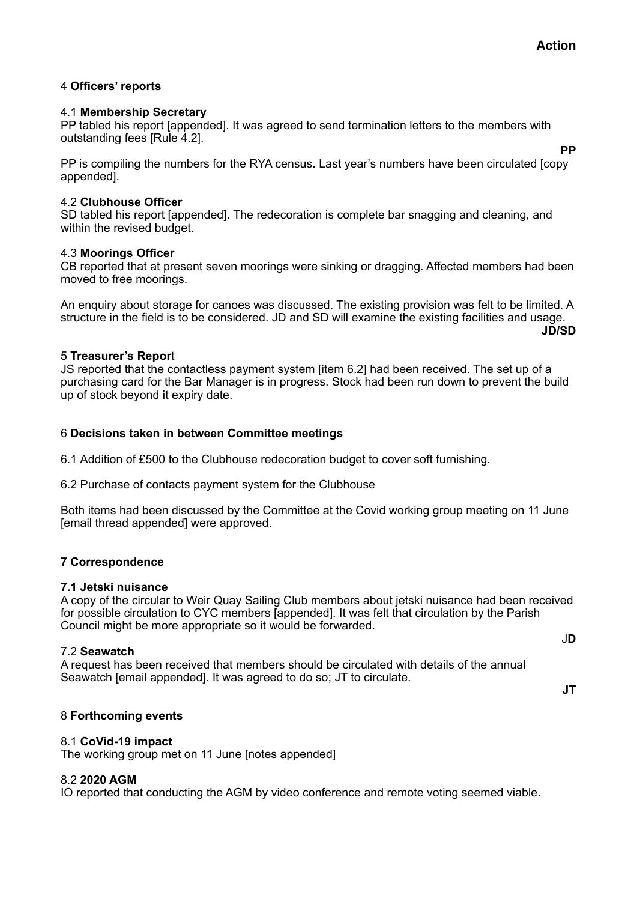**Action**

4 **Officers' reports**

4.1 **Membership Secretary**
PP tabled his report [appended]. It was agreed to send termination letters to the members with outstanding fees [Rule 4.2].

**PP**

PP is compiling the numbers for the RYA census. Last year's numbers have been circulated [copy appended].

4.2 **Clubhouse Officer**
SD tabled his report [appended]. The redecoration is complete bar snagging and cleaning, and within the revised budget.

4.3 **Moorings Officer**
CB reported that at present seven moorings were sinking or dragging. Affected members had been moved to free moorings.

An enquiry about storage for canoes was discussed. The existing provision was felt to be limited. A structure in the field is to be considered. JD and SD will examine the existing facilities and usage.

**JD/SD**

5 **Treasurer's Repor**t
JS reported that the contactless payment system [item 6.2] had been received. The set up of a purchasing card for the Bar Manager is in progress. Stock had been run down to prevent the build up of stock beyond it expiry date.

6 **Decisions taken in between Committee meetings**

6.1 Addition of £500 to the Clubhouse redecoration budget to cover soft furnishing.

6.2 Purchase of contacts payment system for the Clubhouse

Both items had been discussed by the Committee at the Covid working group meeting on 11 June [email thread appended] were approved.

**7 Correspondence**

**7.1 Jetski nuisance**
A copy of the circular to Weir Quay Sailing Club members about jetski nuisance had been received for possible circulation to CYC members [appended]. It was felt that circulation by the Parish Council might be more appropriate so it would be forwarded.

J**D**

7.2 **Seawatch**
A request has been received that members should be circulated with details of the annual Seawatch [email appended]. It was agreed to do so; JT to circulate.

**JT**

8 **Forthcoming events**

8.1 **CoVid-19 impact**
The working group met on 11 June [notes appended]

8.2 **2020 AGM**
IO reported that conducting the AGM by video conference and remote voting seemed viable.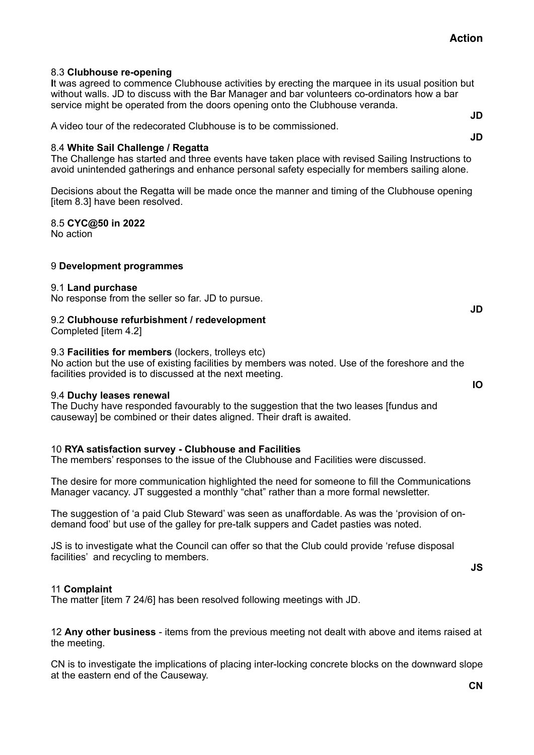**Action**

8.3 **Clubhouse re-opening**
**I**t was agreed to commence Clubhouse activities by erecting the marquee in its usual position but without walls. JD to discuss with the Bar Manager and bar volunteers co-ordinators how a bar service might be operated from the doors opening onto the Clubhouse veranda. **JD**

A video tour of the redecorated Clubhouse is to be commissioned. **JD**

8.4 **White Sail Challenge / Regatta**
The Challenge has started and three events have taken place with revised Sailing Instructions to avoid unintended gatherings and enhance personal safety especially for members sailing alone.

Decisions about the Regatta will be made once the manner and timing of the Clubhouse opening [item 8.3] have been resolved.

8.5 **CYC@50 in 2022**
No action

9 **Development programmes**

9.1 **Land purchase**
No response from the seller so far. JD to pursue. **JD**

9.2 **Clubhouse refurbishment / redevelopment**
Completed [item 4.2]

9.3 **Facilities for members** (lockers, trolleys etc)
No action but the use of existing facilities by members was noted. Use of the foreshore and the facilities provided is to discussed at the next meeting. **IO**

9.4 **Duchy leases renewal**
The Duchy have responded favourably to the suggestion that the two leases [fundus and causeway] be combined or their dates aligned. Their draft is awaited.

10 **RYA satisfaction survey - Clubhouse and Facilities**
The members' responses to the issue of the Clubhouse and Facilities were discussed.

The desire for more communication highlighted the need for someone to fill the Communications Manager vacancy. JT suggested a monthly "chat" rather than a more formal newsletter.

The suggestion of 'a paid Club Steward' was seen as unaffordable. As was the 'provision of on-demand food' but use of the galley for pre-talk suppers and Cadet pasties was noted.

JS is to investigate what the Council can offer so that the Club could provide 'refuse disposal facilities' and recycling to members. **JS**

11 **Complaint**
The matter [item 7 24/6] has been resolved following meetings with JD.

12 **Any other business** - items from the previous meeting not dealt with above and items raised at the meeting.

CN is to investigate the implications of placing inter-locking concrete blocks on the downward slope at the eastern end of the Causeway. **CN**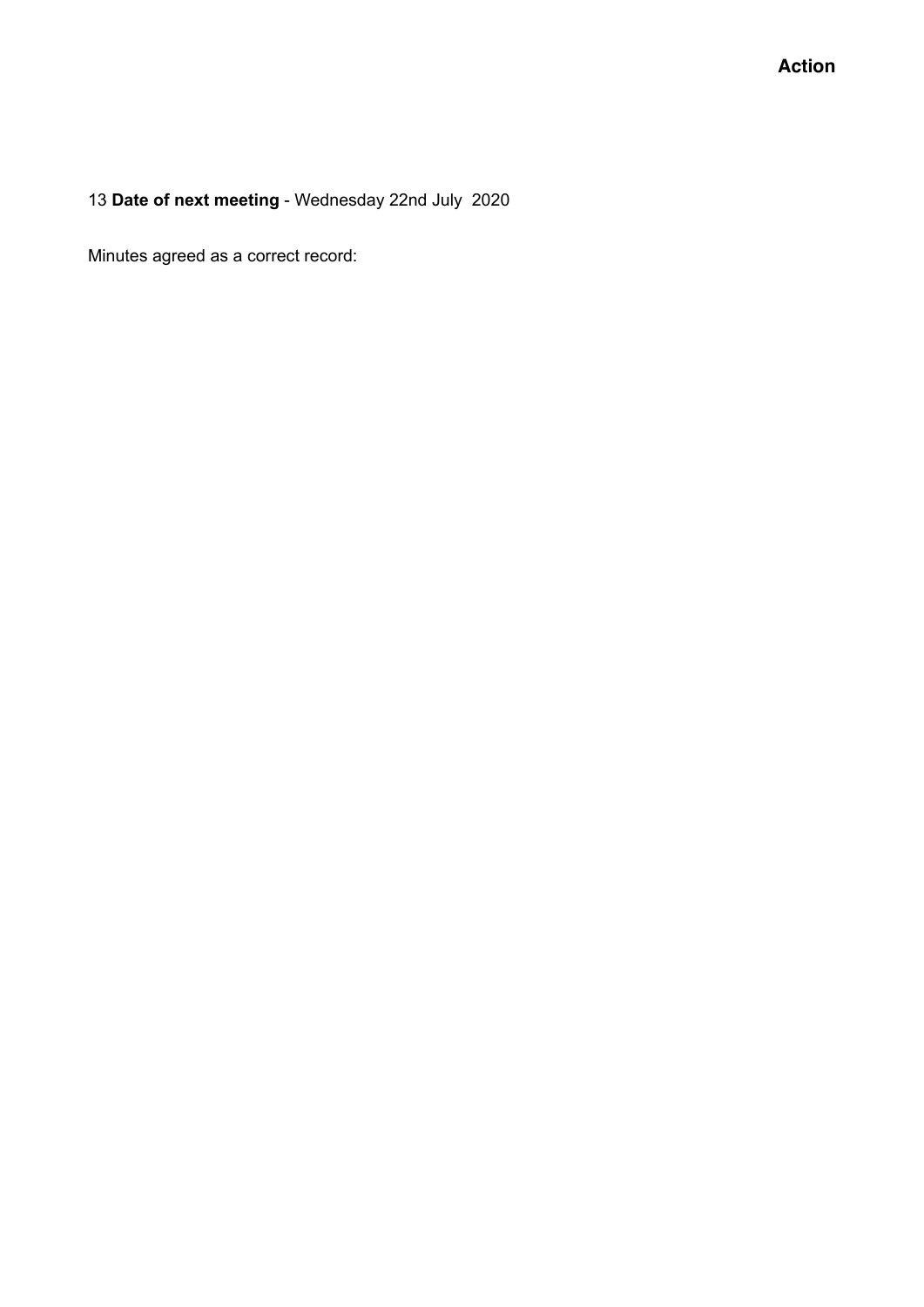**Action**

13 **Date of next meeting** - Wednesday 22nd July 2020

Minutes agreed as a correct record: